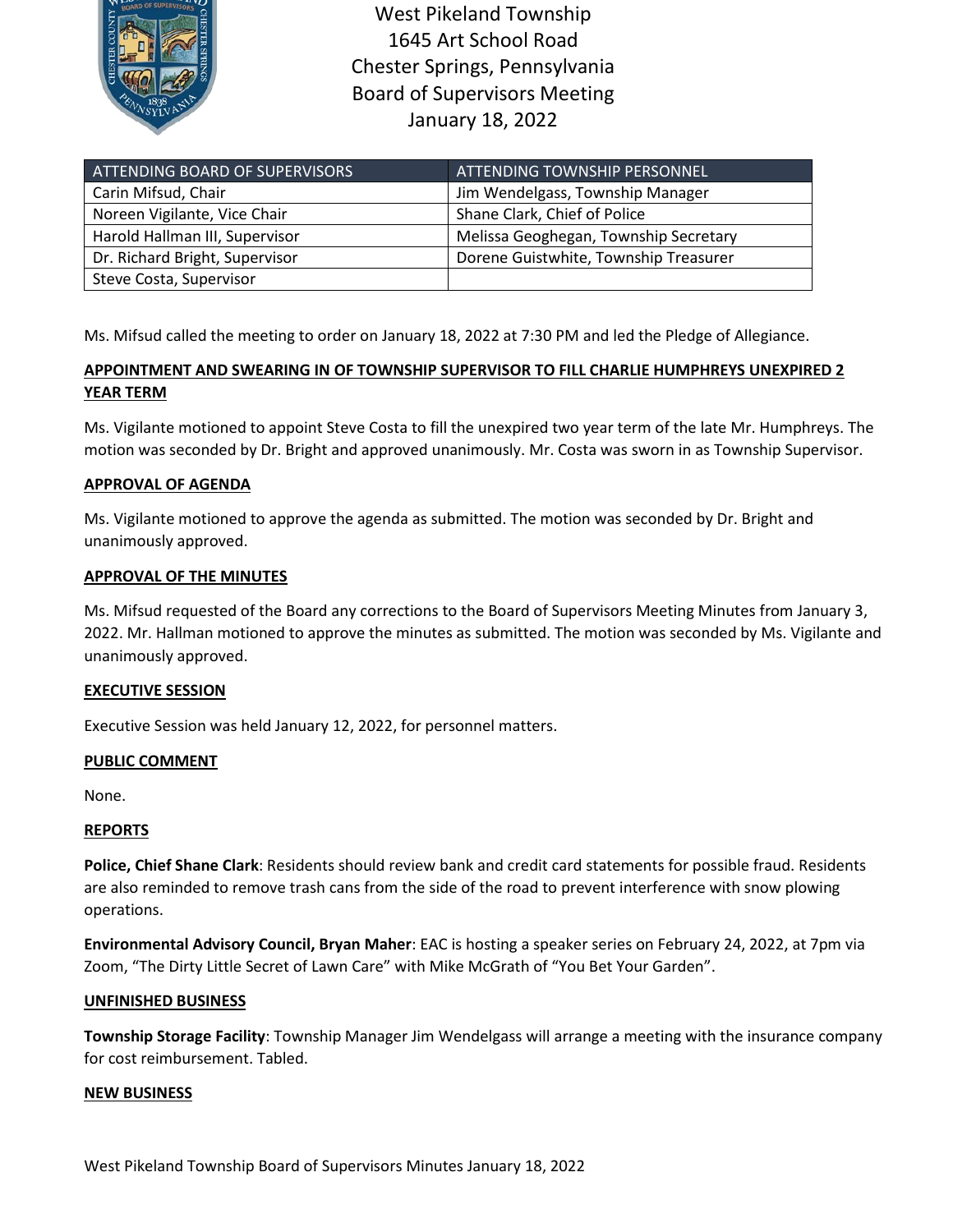# West Pikeland Township
1645 Art School Road
Chester Springs, Pennsylvania
Board of Supervisors Meeting
January 18, 2022

| ATTENDING BOARD OF SUPERVISORS | ATTENDING TOWNSHIP PERSONNEL |
|---|---|
| Carin Mifsud, Chair | Jim Wendelgass, Township Manager |
| Noreen Vigilante, Vice Chair | Shane Clark, Chief of Police |
| Harold Hallman III, Supervisor | Melissa Geoghegan, Township Secretary |
| Dr. Richard Bright, Supervisor | Dorene Guistwhite, Township Treasurer |
| Steve Costa, Supervisor | |

Ms. Mifsud called the meeting to order on January 18, 2022 at 7:30 PM and led the Pledge of Allegiance.

**APPOINTMENT AND SWEARING IN OF TOWNSHIP SUPERVISOR TO FILL CHARLIE HUMPHREYS UNEXPIRED 2 YEAR TERM**

Ms. Vigilante motioned to appoint Steve Costa to fill the unexpired two year term of the late Mr. Humphreys. The motion was seconded by Dr. Bright and approved unanimously. Mr. Costa was sworn in as Township Supervisor.

**APPROVAL OF AGENDA**

Ms. Vigilante motioned to approve the agenda as submitted. The motion was seconded by Dr. Bright and unanimously approved.

**APPROVAL OF THE MINUTES**

Ms. Mifsud requested of the Board any corrections to the Board of Supervisors Meeting Minutes from January 3, 2022. Mr. Hallman motioned to approve the minutes as submitted. The motion was seconded by Ms. Vigilante and unanimously approved.

**EXECUTIVE SESSION**

Executive Session was held January 12, 2022, for personnel matters.

**PUBLIC COMMENT**

None.

**REPORTS**

**Police, Chief Shane Clark**: Residents should review bank and credit card statements for possible fraud. Residents are also reminded to remove trash cans from the side of the road to prevent interference with snow plowing operations.

**Environmental Advisory Council, Bryan Maher**: EAC is hosting a speaker series on February 24, 2022, at 7pm via Zoom, "The Dirty Little Secret of Lawn Care" with Mike McGrath of "You Bet Your Garden".

**UNFINISHED BUSINESS**

**Township Storage Facility**: Township Manager Jim Wendelgass will arrange a meeting with the insurance company for cost reimbursement. Tabled.

**NEW BUSINESS**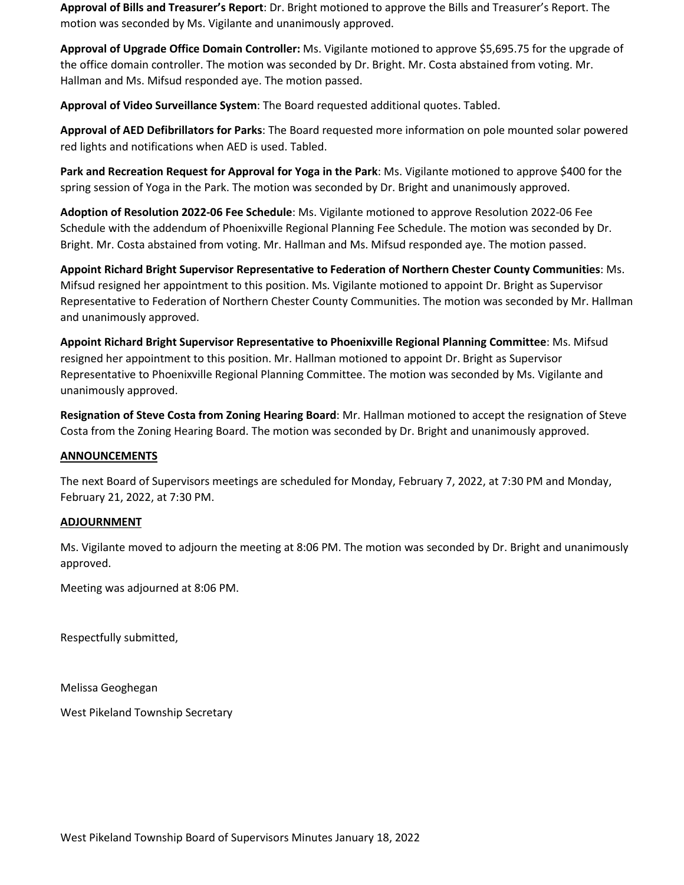**Approval of Bills and Treasurer's Report**: Dr. Bright motioned to approve the Bills and Treasurer's Report. The motion was seconded by Ms. Vigilante and unanimously approved.

**Approval of Upgrade Office Domain Controller:** Ms. Vigilante motioned to approve $5,695.75 for the upgrade of the office domain controller. The motion was seconded by Dr. Bright. Mr. Costa abstained from voting. Mr. Hallman and Ms. Mifsud responded aye. The motion passed.

**Approval of Video Surveillance System**: The Board requested additional quotes. Tabled.

**Approval of AED Defibrillators for Parks**: The Board requested more information on pole mounted solar powered red lights and notifications when AED is used. Tabled.

**Park and Recreation Request for Approval for Yoga in the Park**: Ms. Vigilante motioned to approve $400 for the spring session of Yoga in the Park. The motion was seconded by Dr. Bright and unanimously approved.

**Adoption of Resolution 2022-06 Fee Schedule**: Ms. Vigilante motioned to approve Resolution 2022-06 Fee Schedule with the addendum of Phoenixville Regional Planning Fee Schedule. The motion was seconded by Dr. Bright. Mr. Costa abstained from voting. Mr. Hallman and Ms. Mifsud responded aye. The motion passed.

**Appoint Richard Bright Supervisor Representative to Federation of Northern Chester County Communities**: Ms. Mifsud resigned her appointment to this position. Ms. Vigilante motioned to appoint Dr. Bright as Supervisor Representative to Federation of Northern Chester County Communities. The motion was seconded by Mr. Hallman and unanimously approved.

**Appoint Richard Bright Supervisor Representative to Phoenixville Regional Planning Committee**: Ms. Mifsud resigned her appointment to this position. Mr. Hallman motioned to appoint Dr. Bright as Supervisor Representative to Phoenixville Regional Planning Committee. The motion was seconded by Ms. Vigilante and unanimously approved.

**Resignation of Steve Costa from Zoning Hearing Board**: Mr. Hallman motioned to accept the resignation of Steve Costa from the Zoning Hearing Board. The motion was seconded by Dr. Bright and unanimously approved.

## ANNOUNCEMENTS

The next Board of Supervisors meetings are scheduled for Monday, February 7, 2022, at 7:30 PM and Monday, February 21, 2022, at 7:30 PM.

## ADJOURNMENT

Ms. Vigilante moved to adjourn the meeting at 8:06 PM. The motion was seconded by Dr. Bright and unanimously approved.

Meeting was adjourned at 8:06 PM.

Respectfully submitted,

Melissa Geoghegan

West Pikeland Township Secretary